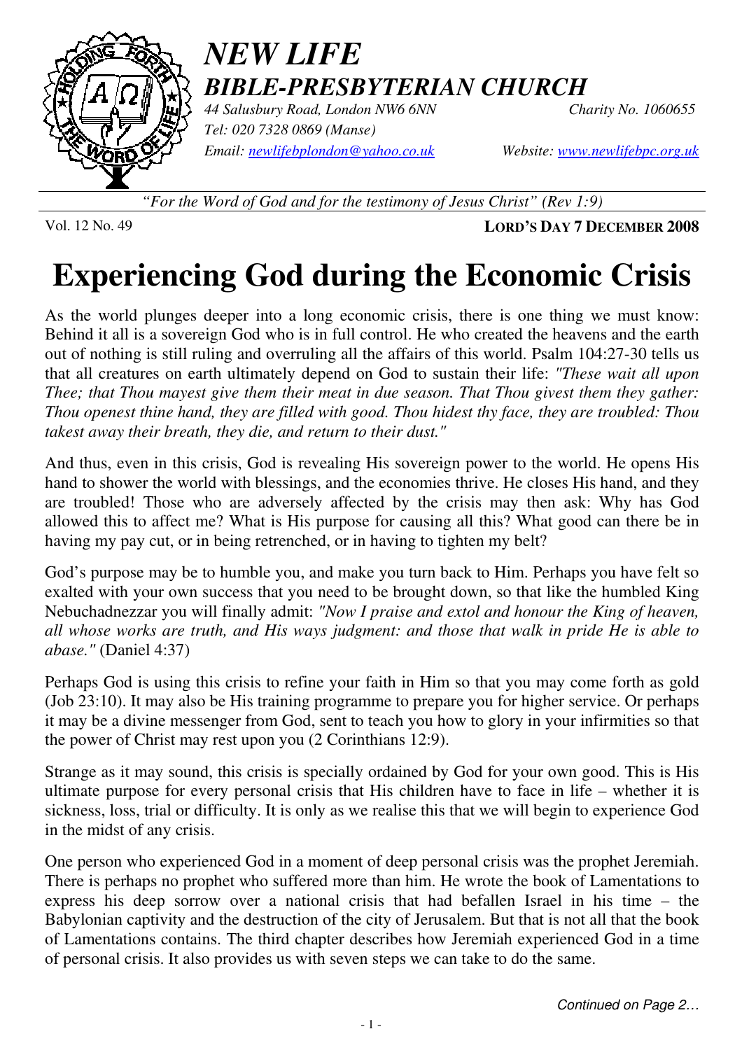# NEW LIFE
## BIBLE-PRESBYTERIAN CHURCH

*44 Salusbury Road, London NW6 6NN* *Charity No. 1060655*
*Tel: 020 7328 0869 (Manse)*
*Email: newlifebplondon@yahoo.co.uk* *Website: www.newlifebpc.org.uk*

*"For the Word of God and for the testimony of Jesus Christ" (Rev 1:9)*

Vol. 12 No. 49 **LORD'S DAY 7 DECEMBER 2008**

# Experiencing God during the Economic Crisis

As the world plunges deeper into a long economic crisis, there is one thing we must know: Behind it all is a sovereign God who is in full control. He who created the heavens and the earth out of nothing is still ruling and overruling all the affairs of this world. Psalm 104:27-30 tells us that all creatures on earth ultimately depend on God to sustain their life: *"These wait all upon Thee; that Thou mayest give them their meat in due season. That Thou givest them they gather: Thou openest thine hand, they are filled with good. Thou hidest thy face, they are troubled: Thou takest away their breath, they die, and return to their dust."*

And thus, even in this crisis, God is revealing His sovereign power to the world. He opens His hand to shower the world with blessings, and the economies thrive. He closes His hand, and they are troubled! Those who are adversely affected by the crisis may then ask: Why has God allowed this to affect me? What is His purpose for causing all this? What good can there be in having my pay cut, or in being retrenched, or in having to tighten my belt?

God's purpose may be to humble you, and make you turn back to Him. Perhaps you have felt so exalted with your own success that you need to be brought down, so that like the humbled King Nebuchadnezzar you will finally admit: *"Now I praise and extol and honour the King of heaven, all whose works are truth, and His ways judgment: and those that walk in pride He is able to abase."* (Daniel 4:37)

Perhaps God is using this crisis to refine your faith in Him so that you may come forth as gold (Job 23:10). It may also be His training programme to prepare you for higher service. Or perhaps it may be a divine messenger from God, sent to teach you how to glory in your infirmities so that the power of Christ may rest upon you (2 Corinthians 12:9).

Strange as it may sound, this crisis is specially ordained by God for your own good. This is His ultimate purpose for every personal crisis that His children have to face in life – whether it is sickness, loss, trial or difficulty. It is only as we realise this that we will begin to experience God in the midst of any crisis.

One person who experienced God in a moment of deep personal crisis was the prophet Jeremiah. There is perhaps no prophet who suffered more than him. He wrote the book of Lamentations to express his deep sorrow over a national crisis that had befallen Israel in his time – the Babylonian captivity and the destruction of the city of Jerusalem. But that is not all that the book of Lamentations contains. The third chapter describes how Jeremiah experienced God in a time of personal crisis. It also provides us with seven steps we can take to do the same.

*Continued on Page 2…*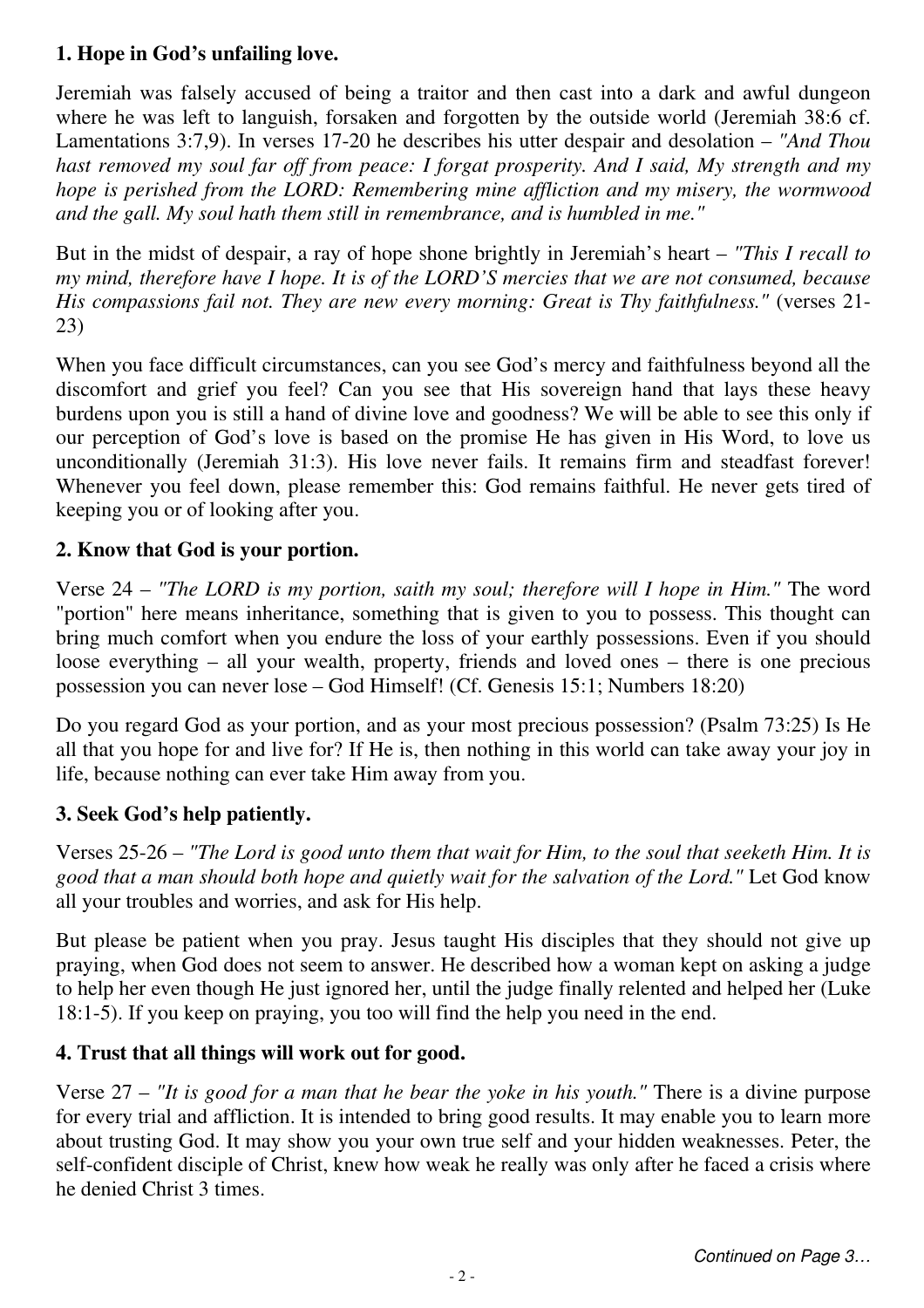**1. Hope in God's unfailing love.**

Jeremiah was falsely accused of being a traitor and then cast into a dark and awful dungeon where he was left to languish, forsaken and forgotten by the outside world (Jeremiah 38:6 cf. Lamentations 3:7,9). In verses 17-20 he describes his utter despair and desolation – *"And Thou hast removed my soul far off from peace: I forgat prosperity. And I said, My strength and my hope is perished from the LORD: Remembering mine affliction and my misery, the wormwood and the gall. My soul hath them still in remembrance, and is humbled in me."*

But in the midst of despair, a ray of hope shone brightly in Jeremiah's heart – *"This I recall to my mind, therefore have I hope. It is of the LORD'S mercies that we are not consumed, because His compassions fail not. They are new every morning: Great is Thy faithfulness."* (verses 21-23)

When you face difficult circumstances, can you see God's mercy and faithfulness beyond all the discomfort and grief you feel? Can you see that His sovereign hand that lays these heavy burdens upon you is still a hand of divine love and goodness? We will be able to see this only if our perception of God's love is based on the promise He has given in His Word, to love us unconditionally (Jeremiah 31:3). His love never fails. It remains firm and steadfast forever! Whenever you feel down, please remember this: God remains faithful. He never gets tired of keeping you or of looking after you.

**2. Know that God is your portion.**

Verse 24 – *"The LORD is my portion, saith my soul; therefore will I hope in Him."* The word "portion" here means inheritance, something that is given to you to possess. This thought can bring much comfort when you endure the loss of your earthly possessions. Even if you should loose everything – all your wealth, property, friends and loved ones – there is one precious possession you can never lose – God Himself! (Cf. Genesis 15:1; Numbers 18:20)

Do you regard God as your portion, and as your most precious possession? (Psalm 73:25) Is He all that you hope for and live for? If He is, then nothing in this world can take away your joy in life, because nothing can ever take Him away from you.

**3. Seek God's help patiently.**

Verses 25-26 – *"The Lord is good unto them that wait for Him, to the soul that seeketh Him. It is good that a man should both hope and quietly wait for the salvation of the Lord."* Let God know all your troubles and worries, and ask for His help.

But please be patient when you pray. Jesus taught His disciples that they should not give up praying, when God does not seem to answer. He described how a woman kept on asking a judge to help her even though He just ignored her, until the judge finally relented and helped her (Luke 18:1-5). If you keep on praying, you too will find the help you need in the end.

**4. Trust that all things will work out for good.**

Verse 27 – *"It is good for a man that he bear the yoke in his youth."* There is a divine purpose for every trial and affliction. It is intended to bring good results. It may enable you to learn more about trusting God. It may show you your own true self and your hidden weaknesses. Peter, the self-confident disciple of Christ, knew how weak he really was only after he faced a crisis where he denied Christ 3 times.

*Continued on Page 3…*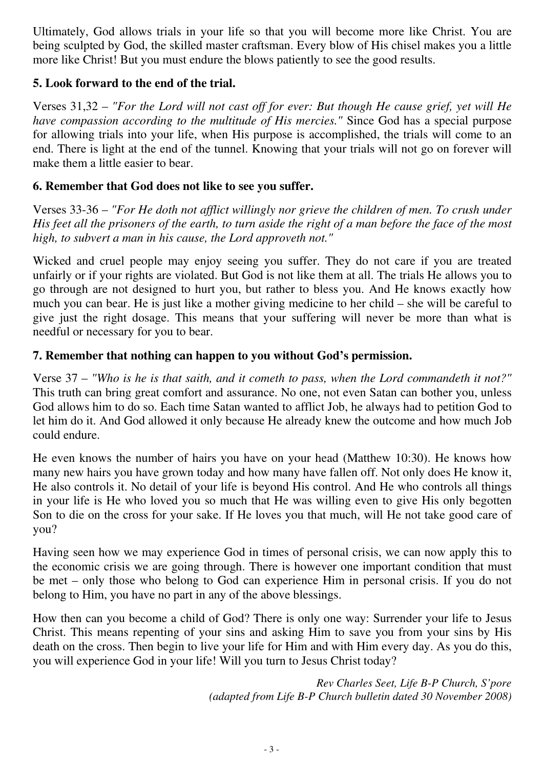Ultimately, God allows trials in your life so that you will become more like Christ. You are being sculpted by God, the skilled master craftsman. Every blow of His chisel makes you a little more like Christ! But you must endure the blows patiently to see the good results.

**5. Look forward to the end of the trial.**

Verses 31,32 – *"For the Lord will not cast off for ever: But though He cause grief, yet will He have compassion according to the multitude of His mercies."* Since God has a special purpose for allowing trials into your life, when His purpose is accomplished, the trials will come to an end. There is light at the end of the tunnel. Knowing that your trials will not go on forever will make them a little easier to bear.

**6. Remember that God does not like to see you suffer.**

Verses 33-36 – *"For He doth not afflict willingly nor grieve the children of men. To crush under His feet all the prisoners of the earth, to turn aside the right of a man before the face of the most high, to subvert a man in his cause, the Lord approveth not."*

Wicked and cruel people may enjoy seeing you suffer. They do not care if you are treated unfairly or if your rights are violated. But God is not like them at all. The trials He allows you to go through are not designed to hurt you, but rather to bless you. And He knows exactly how much you can bear. He is just like a mother giving medicine to her child – she will be careful to give just the right dosage. This means that your suffering will never be more than what is needful or necessary for you to bear.

**7. Remember that nothing can happen to you without God's permission.**

Verse 37 – *"Who is he is that saith, and it cometh to pass, when the Lord commandeth it not?"* This truth can bring great comfort and assurance. No one, not even Satan can bother you, unless God allows him to do so. Each time Satan wanted to afflict Job, he always had to petition God to let him do it. And God allowed it only because He already knew the outcome and how much Job could endure.

He even knows the number of hairs you have on your head (Matthew 10:30). He knows how many new hairs you have grown today and how many have fallen off. Not only does He know it, He also controls it. No detail of your life is beyond His control. And He who controls all things in your life is He who loved you so much that He was willing even to give His only begotten Son to die on the cross for your sake. If He loves you that much, will He not take good care of you?

Having seen how we may experience God in times of personal crisis, we can now apply this to the economic crisis we are going through. There is however one important condition that must be met – only those who belong to God can experience Him in personal crisis. If you do not belong to Him, you have no part in any of the above blessings.

How then can you become a child of God? There is only one way: Surrender your life to Jesus Christ. This means repenting of your sins and asking Him to save you from your sins by His death on the cross. Then begin to live your life for Him and with Him every day. As you do this, you will experience God in your life! Will you turn to Jesus Christ today?

*Rev Charles Seet, Life B-P Church, S'pore*
*(adapted from Life B-P Church bulletin dated 30 November 2008)*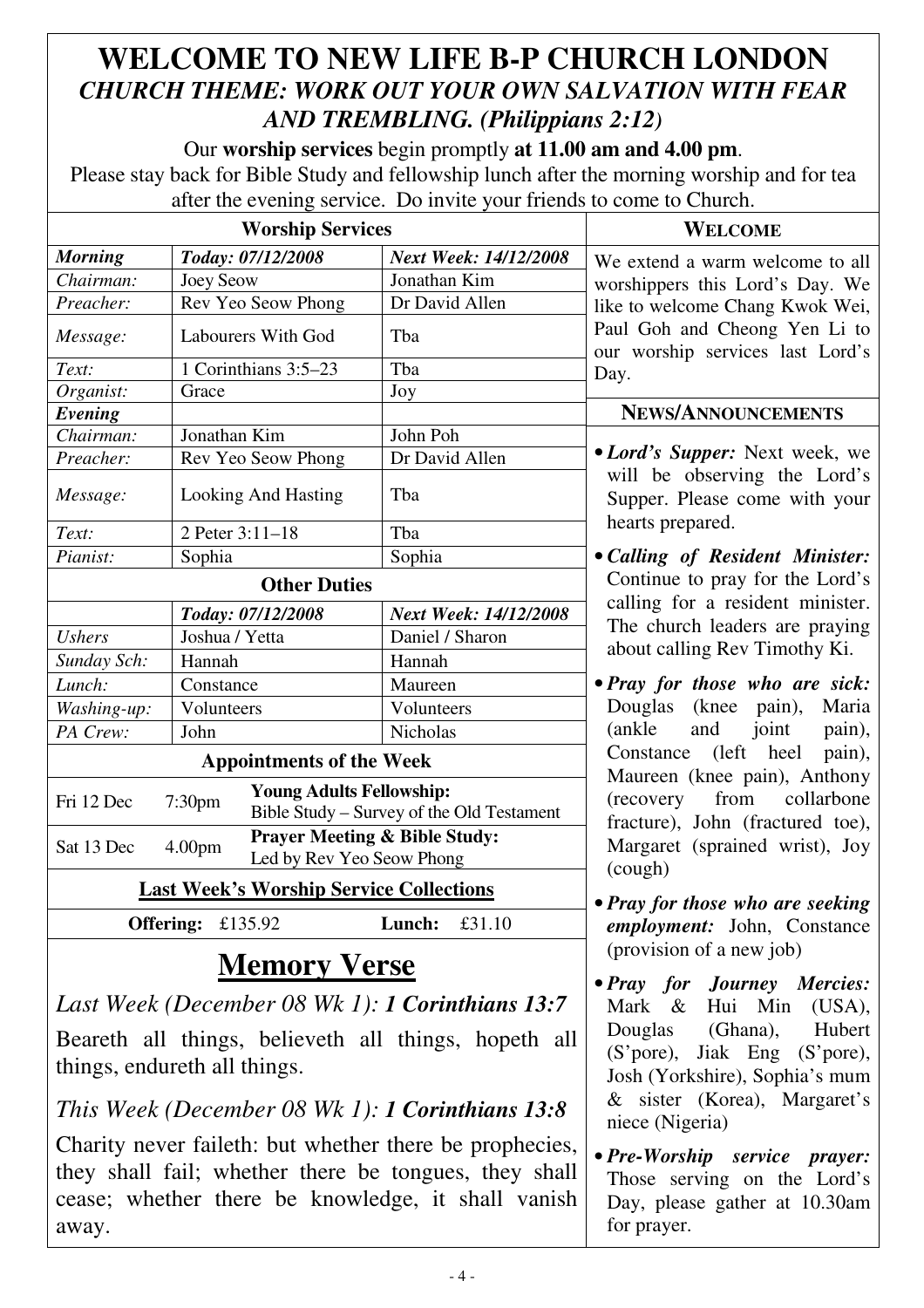# WELCOME TO NEW LIFE B-P CHURCH LONDON

## *CHURCH THEME: WORK OUT YOUR OWN SALVATION WITH FEAR AND TREMBLING. (Philippians 2:12)*

Our **worship services** begin promptly **at 11.00 am and 4.00 pm**.
Please stay back for Bible Study and fellowship lunch after the morning worship and for tea after the evening service. Do invite your friends to come to Church.

### Worship Services

| *Morning* | *Today: 07/12/2008* | *Next Week: 14/12/2008* |
|---|---|---|
| *Chairman:* | Joey Seow | Jonathan Kim |
| *Preacher:* | Rev Yeo Seow Phong | Dr David Allen |
| *Message:* | Labourers With God | Tba |
| *Text:* | 1 Corinthians 3:5–23 | Tba |
| *Organist:* | Grace | Joy |
| ***Evening*** | | |
| *Chairman:* | Jonathan Kim | John Poh |
| *Preacher:* | Rev Yeo Seow Phong | Dr David Allen |
| *Message:* | Looking And Hasting | Tba |
| *Text:* | 2 Peter 3:11–18 | Tba |
| *Pianist:* | Sophia | Sophia |

### Other Duties

| | *Today: 07/12/2008* | *Next Week: 14/12/2008* |
|---|---|---|
| *Ushers* | Joshua / Yetta | Daniel / Sharon |
| *Sunday Sch:* | Hannah | Hannah |
| *Lunch:* | Constance | Maureen |
| *Washing-up:* | Volunteers | Volunteers |
| *PA Crew:* | John | Nicholas |

### Appointments of the Week

| | | |
|---|---|---|
| Fri 12 Dec | 7:30pm | **Young Adults Fellowship:** Bible Study – Survey of the Old Testament |
| Sat 13 Dec | 4.00pm | **Prayer Meeting & Bible Study:** Led by Rev Yeo Seow Phong |

### Last Week's Worship Service Collections

**Offering:** £135.92 **Lunch:** £31.10

## Memory Verse

*Last Week (December 08 Wk 1):* ***1 Corinthians 13:7***

Beareth all things, believeth all things, hopeth all things, endureth all things.

*This Week (December 08 Wk 1):* ***1 Corinthians 13:8***

Charity never faileth: but whether there be prophecies, they shall fail; whether there be tongues, they shall cease; whether there be knowledge, it shall vanish away.

### WELCOME

We extend a warm welcome to all worshippers this Lord's Day. We like to welcome Chang Kwok Wei, Paul Goh and Cheong Yen Li to our worship services last Lord's Day.

### NEWS/ANNOUNCEMENTS

- ***Lord's Supper:*** Next week, we will be observing the Lord's Supper. Please come with your hearts prepared.
- ***Calling of Resident Minister:*** Continue to pray for the Lord's calling for a resident minister. The church leaders are praying about calling Rev Timothy Ki.
- ***Pray for those who are sick:*** Douglas (knee pain), Maria (ankle and joint pain), Constance (left heel pain), Maureen (knee pain), Anthony (recovery from collarbone fracture), John (fractured toe), Margaret (sprained wrist), Joy (cough)
- ***Pray for those who are seeking employment:*** John, Constance (provision of a new job)
- ***Pray for Journey Mercies:*** Mark & Hui Min (USA), Douglas (Ghana), Hubert (S'pore), Jiak Eng (S'pore), Josh (Yorkshire), Sophia's mum & sister (Korea), Margaret's niece (Nigeria)
- ***Pre-Worship service prayer:*** Those serving on the Lord's Day, please gather at 10.30am for prayer.